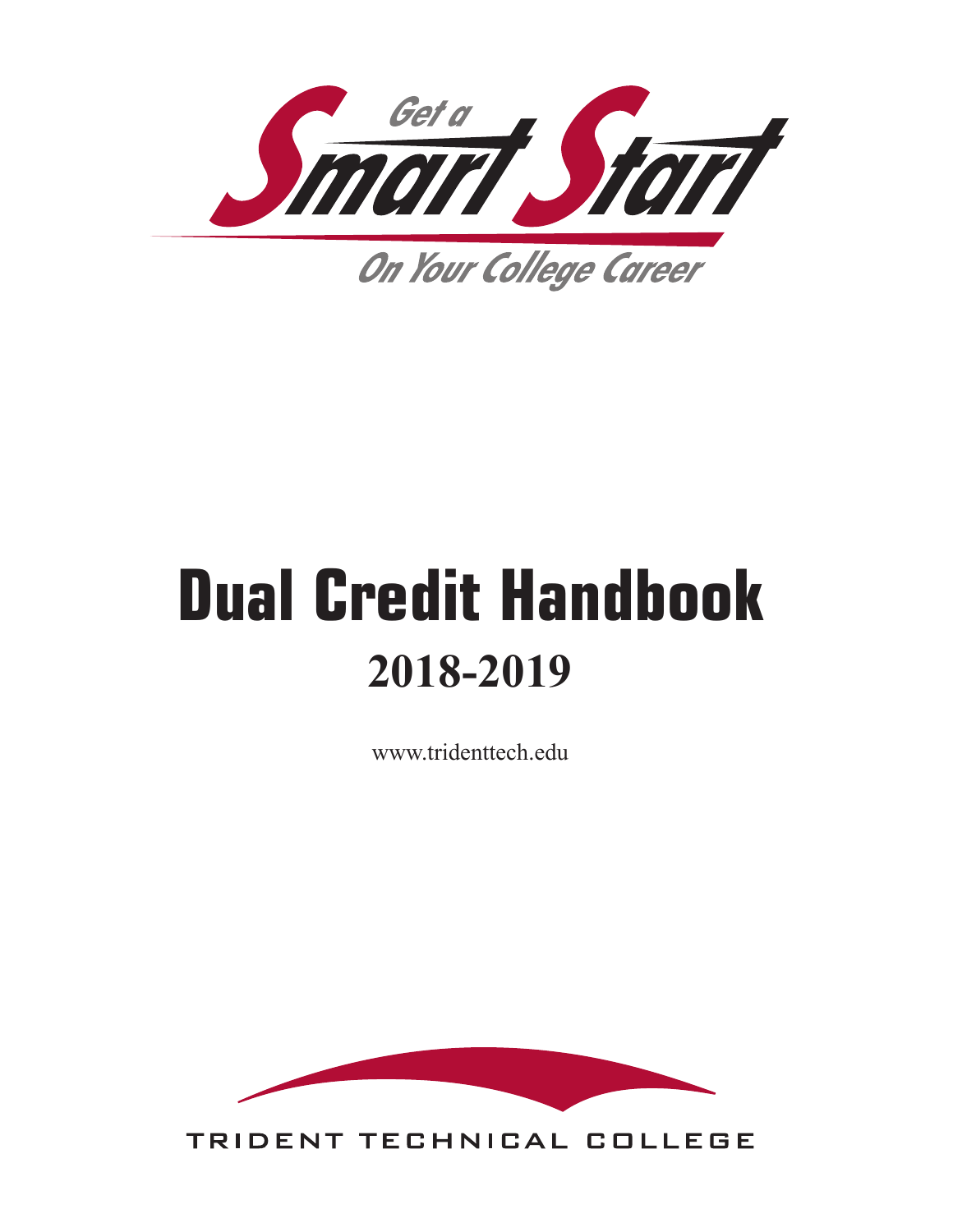Get a Smart Start

On Your College Career

# Dual Credit Handbook

## 2018-2019

www.tridenttech.edu

TRIDENT TECHNICAL COLLEGE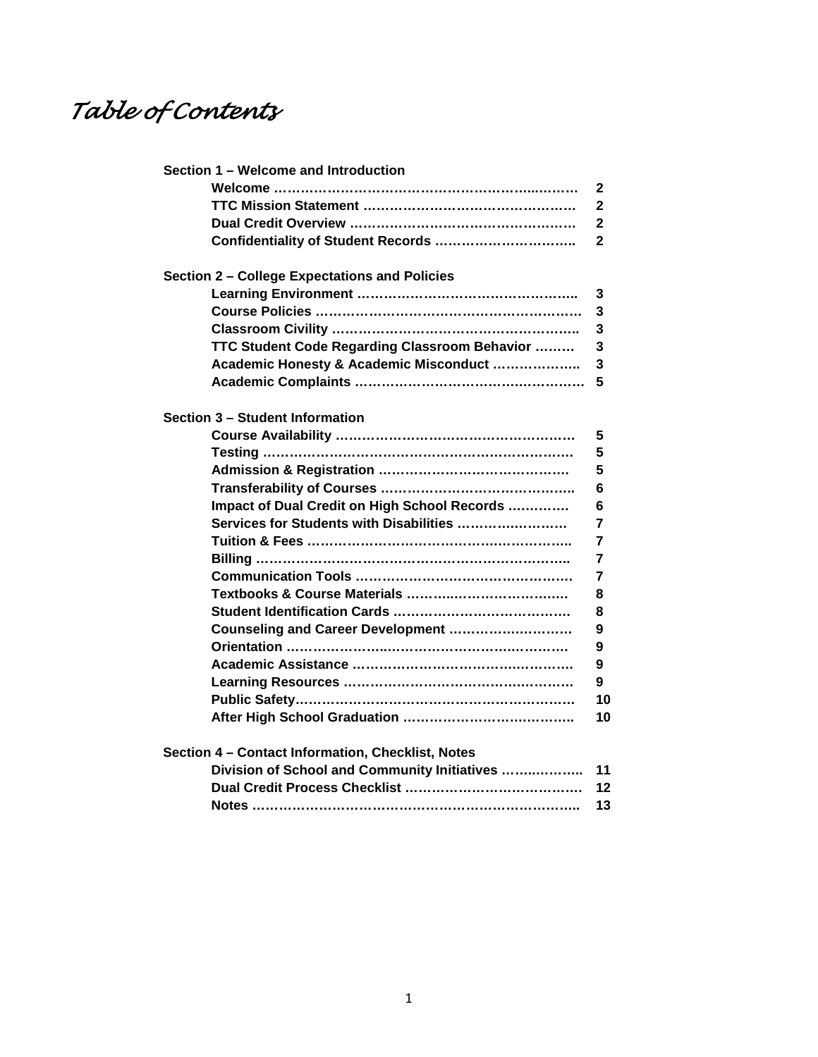# *Table of Contents*

**Section 1 – Welcome and Introduction**

| | |
|---|---|
| **Welcome** | **2** |
| **TTC Mission Statement** | **2** |
| **Dual Credit Overview** | **2** |
| **Confidentiality of Student Records** | **2** |

**Section 2 – College Expectations and Policies**

| | |
|---|---|
| **Learning Environment** | **3** |
| **Course Policies** | **3** |
| **Classroom Civility** | **3** |
| **TTC Student Code Regarding Classroom Behavior** | **3** |
| **Academic Honesty & Academic Misconduct** | **3** |
| **Academic Complaints** | **5** |

**Section 3 – Student Information**

| | |
|---|---|
| **Course Availability** | **5** |
| **Testing** | **5** |
| **Admission & Registration** | **5** |
| **Transferability of Courses** | **6** |
| **Impact of Dual Credit on High School Records** | **6** |
| **Services for Students with Disabilities** | **7** |
| **Tuition & Fees** | **7** |
| **Billing** | **7** |
| **Communication Tools** | **7** |
| **Textbooks & Course Materials** | **8** |
| **Student Identification Cards** | **8** |
| **Counseling and Career Development** | **9** |
| **Orientation** | **9** |
| **Academic Assistance** | **9** |
| **Learning Resources** | **9** |
| **Public Safety** | **10** |
| **After High School Graduation** | **10** |

**Section 4 – Contact Information, Checklist, Notes**

| | |
|---|---|
| **Division of School and Community Initiatives** | **11** |
| **Dual Credit Process Checklist** | **12** |
| **Notes** | **13** |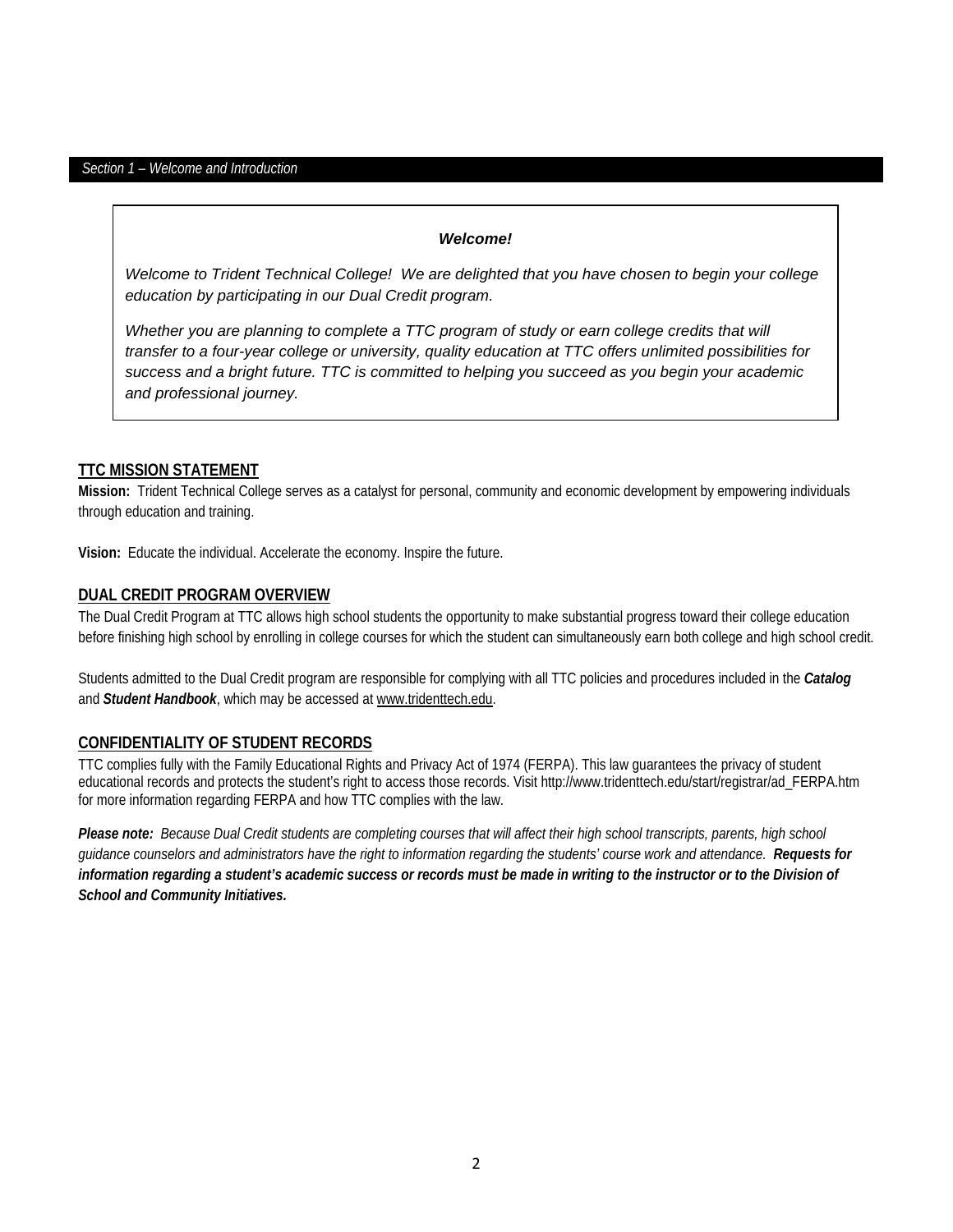## Section 1 – Welcome and Introduction

***Welcome!***

*Welcome to Trident Technical College! We are delighted that you have chosen to begin your college education by participating in our Dual Credit program.*

*Whether you are planning to complete a TTC program of study or earn college credits that will transfer to a four-year college or university, quality education at TTC offers unlimited possibilities for success and a bright future. TTC is committed to helping you succeed as you begin your academic and professional journey.*

### TTC MISSION STATEMENT

**Mission:** Trident Technical College serves as a catalyst for personal, community and economic development by empowering individuals through education and training.

**Vision:** Educate the individual. Accelerate the economy. Inspire the future.

### DUAL CREDIT PROGRAM OVERVIEW

The Dual Credit Program at TTC allows high school students the opportunity to make substantial progress toward their college education before finishing high school by enrolling in college courses for which the student can simultaneously earn both college and high school credit.

Students admitted to the Dual Credit program are responsible for complying with all TTC policies and procedures included in the ***Catalog*** and ***Student Handbook***, which may be accessed at www.tridenttech.edu.

### CONFIDENTIALITY OF STUDENT RECORDS

TTC complies fully with the Family Educational Rights and Privacy Act of 1974 (FERPA). This law guarantees the privacy of student educational records and protects the student's right to access those records. Visit http://www.tridenttech.edu/start/registrar/ad_FERPA.htm for more information regarding FERPA and how TTC complies with the law.

***Please note:*** *Because Dual Credit students are completing courses that will affect their high school transcripts, parents, high school guidance counselors and administrators have the right to information regarding the students' course work and attendance.* ***Requests for information regarding a student's academic success or records must be made in writing to the instructor or to the Division of School and Community Initiatives.***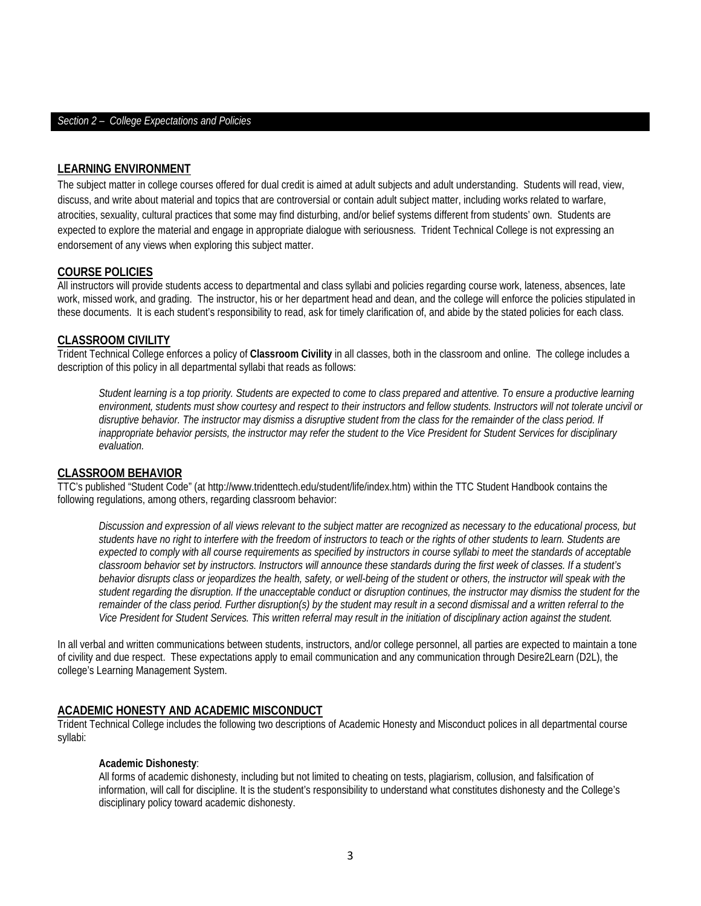*Section 2 – College Expectations and Policies*

## LEARNING ENVIRONMENT

The subject matter in college courses offered for dual credit is aimed at adult subjects and adult understanding. Students will read, view, discuss, and write about material and topics that are controversial or contain adult subject matter, including works related to warfare, atrocities, sexuality, cultural practices that some may find disturbing, and/or belief systems different from students' own. Students are expected to explore the material and engage in appropriate dialogue with seriousness. Trident Technical College is not expressing an endorsement of any views when exploring this subject matter.

## COURSE POLICIES

All instructors will provide students access to departmental and class syllabi and policies regarding course work, lateness, absences, late work, missed work, and grading. The instructor, his or her department head and dean, and the college will enforce the policies stipulated in these documents. It is each student's responsibility to read, ask for timely clarification of, and abide by the stated policies for each class.

## CLASSROOM CIVILITY

Trident Technical College enforces a policy of **Classroom Civility** in all classes, both in the classroom and online. The college includes a description of this policy in all departmental syllabi that reads as follows:

> *Student learning is a top priority. Students are expected to come to class prepared and attentive. To ensure a productive learning environment, students must show courtesy and respect to their instructors and fellow students. Instructors will not tolerate uncivil or disruptive behavior. The instructor may dismiss a disruptive student from the class for the remainder of the class period. If inappropriate behavior persists, the instructor may refer the student to the Vice President for Student Services for disciplinary evaluation.*

## CLASSROOM BEHAVIOR

TTC's published "Student Code" (at http://www.tridenttech.edu/student/life/index.htm) within the TTC Student Handbook contains the following regulations, among others, regarding classroom behavior:

> *Discussion and expression of all views relevant to the subject matter are recognized as necessary to the educational process, but students have no right to interfere with the freedom of instructors to teach or the rights of other students to learn. Students are expected to comply with all course requirements as specified by instructors in course syllabi to meet the standards of acceptable classroom behavior set by instructors. Instructors will announce these standards during the first week of classes. If a student's behavior disrupts class or jeopardizes the health, safety, or well-being of the student or others, the instructor will speak with the student regarding the disruption. If the unacceptable conduct or disruption continues, the instructor may dismiss the student for the remainder of the class period. Further disruption(s) by the student may result in a second dismissal and a written referral to the Vice President for Student Services. This written referral may result in the initiation of disciplinary action against the student.*

In all verbal and written communications between students, instructors, and/or college personnel, all parties are expected to maintain a tone of civility and due respect. These expectations apply to email communication and any communication through Desire2Learn (D2L), the college's Learning Management System.

## ACADEMIC HONESTY AND ACADEMIC MISCONDUCT

Trident Technical College includes the following two descriptions of Academic Honesty and Misconduct polices in all departmental course syllabi:

> **Academic Dishonesty**:
> All forms of academic dishonesty, including but not limited to cheating on tests, plagiarism, collusion, and falsification of information, will call for discipline. It is the student's responsibility to understand what constitutes dishonesty and the College's disciplinary policy toward academic dishonesty.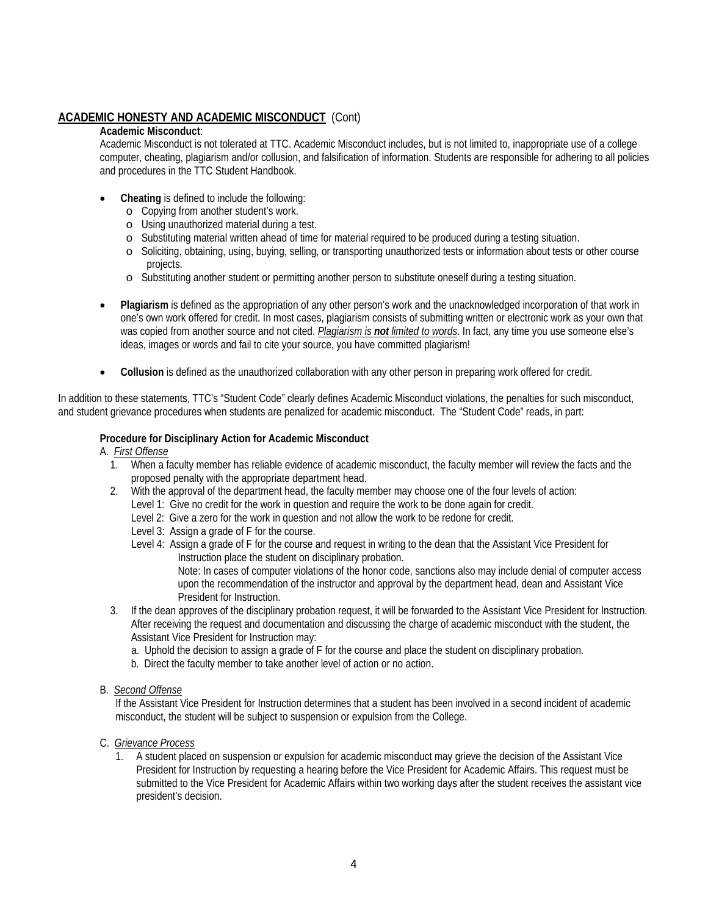## ACADEMIC HONESTY AND ACADEMIC MISCONDUCT (Cont)

**Academic Misconduct**:

Academic Misconduct is not tolerated at TTC. Academic Misconduct includes, but is not limited to, inappropriate use of a college computer, cheating, plagiarism and/or collusion, and falsification of information. Students are responsible for adhering to all policies and procedures in the TTC Student Handbook.

- **Cheating** is defined to include the following:
  - Copying from another student's work.
  - Using unauthorized material during a test.
  - Substituting material written ahead of time for material required to be produced during a testing situation.
  - Soliciting, obtaining, using, buying, selling, or transporting unauthorized tests or information about tests or other course projects.
  - Substituting another student or permitting another person to substitute oneself during a testing situation.

- **Plagiarism** is defined as the appropriation of any other person's work and the unacknowledged incorporation of that work in one's own work offered for credit. In most cases, plagiarism consists of submitting written or electronic work as your own that was copied from another source and not cited. *Plagiarism is **not** limited to words*. In fact, any time you use someone else's ideas, images or words and fail to cite your source, you have committed plagiarism!

- **Collusion** is defined as the unauthorized collaboration with any other person in preparing work offered for credit.

In addition to these statements, TTC's "Student Code" clearly defines Academic Misconduct violations, the penalties for such misconduct, and student grievance procedures when students are penalized for academic misconduct. The "Student Code" reads, in part:

**Procedure for Disciplinary Action for Academic Misconduct**

A. *First Offense*

1. When a faculty member has reliable evidence of academic misconduct, the faculty member will review the facts and the proposed penalty with the appropriate department head.
2. With the approval of the department head, the faculty member may choose one of the four levels of action:
   Level 1: Give no credit for the work in question and require the work to be done again for credit.
   Level 2: Give a zero for the work in question and not allow the work to be redone for credit.
   Level 3: Assign a grade of F for the course.
   Level 4: Assign a grade of F for the course and request in writing to the dean that the Assistant Vice President for Instruction place the student on disciplinary probation.
   Note: In cases of computer violations of the honor code, sanctions also may include denial of computer access upon the recommendation of the instructor and approval by the department head, dean and Assistant Vice President for Instruction.
3. If the dean approves of the disciplinary probation request, it will be forwarded to the Assistant Vice President for Instruction. After receiving the request and documentation and discussing the charge of academic misconduct with the student, the Assistant Vice President for Instruction may:
   a. Uphold the decision to assign a grade of F for the course and place the student on disciplinary probation.
   b. Direct the faculty member to take another level of action or no action.

B. *Second Offense*

If the Assistant Vice President for Instruction determines that a student has been involved in a second incident of academic misconduct, the student will be subject to suspension or expulsion from the College.

C. *Grievance Process*

1. A student placed on suspension or expulsion for academic misconduct may grieve the decision of the Assistant Vice President for Instruction by requesting a hearing before the Vice President for Academic Affairs. This request must be submitted to the Vice President for Academic Affairs within two working days after the student receives the assistant vice president's decision.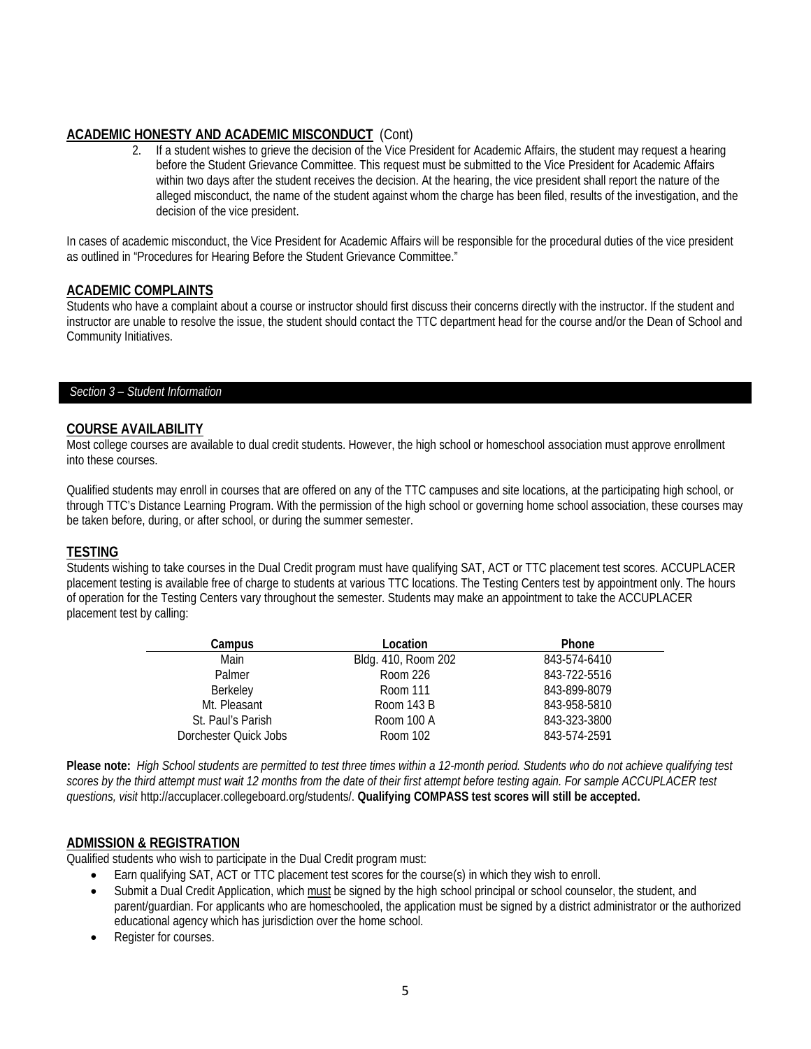## ACADEMIC HONESTY AND ACADEMIC MISCONDUCT (Cont)

2. If a student wishes to grieve the decision of the Vice President for Academic Affairs, the student may request a hearing before the Student Grievance Committee. This request must be submitted to the Vice President for Academic Affairs within two days after the student receives the decision. At the hearing, the vice president shall report the nature of the alleged misconduct, the name of the student against whom the charge has been filed, results of the investigation, and the decision of the vice president.

In cases of academic misconduct, the Vice President for Academic Affairs will be responsible for the procedural duties of the vice president as outlined in "Procedures for Hearing Before the Student Grievance Committee."

## ACADEMIC COMPLAINTS

Students who have a complaint about a course or instructor should first discuss their concerns directly with the instructor. If the student and instructor are unable to resolve the issue, the student should contact the TTC department head for the course and/or the Dean of School and Community Initiatives.

# *Section 3 – Student Information*

## COURSE AVAILABILITY

Most college courses are available to dual credit students. However, the high school or homeschool association must approve enrollment into these courses.

Qualified students may enroll in courses that are offered on any of the TTC campuses and site locations, at the participating high school, or through TTC's Distance Learning Program. With the permission of the high school or governing home school association, these courses may be taken before, during, or after school, or during the summer semester.

## TESTING

Students wishing to take courses in the Dual Credit program must have qualifying SAT, ACT or TTC placement test scores. ACCUPLACER placement testing is available free of charge to students at various TTC locations. The Testing Centers test by appointment only. The hours of operation for the Testing Centers vary throughout the semester. Students may make an appointment to take the ACCUPLACER placement test by calling:

| Campus | Location | Phone |
|---|---|---|
| Main | Bldg. 410, Room 202 | 843-574-6410 |
| Palmer | Room 226 | 843-722-5516 |
| Berkeley | Room 111 | 843-899-8079 |
| Mt. Pleasant | Room 143 B | 843-958-5810 |
| St. Paul's Parish | Room 100 A | 843-323-3800 |
| Dorchester Quick Jobs | Room 102 | 843-574-2591 |

**Please note:** *High School students are permitted to test three times within a 12-month period. Students who do not achieve qualifying test scores by the third attempt must wait 12 months from the date of their first attempt before testing again. For sample ACCUPLACER test questions, visit* http://accuplacer.collegeboard.org/students/. **Qualifying COMPASS test scores will still be accepted.**

## ADMISSION & REGISTRATION

Qualified students who wish to participate in the Dual Credit program must:

- Earn qualifying SAT, ACT or TTC placement test scores for the course(s) in which they wish to enroll.
- Submit a Dual Credit Application, which must be signed by the high school principal or school counselor, the student, and parent/guardian. For applicants who are homeschooled, the application must be signed by a district administrator or the authorized educational agency which has jurisdiction over the home school.
- Register for courses.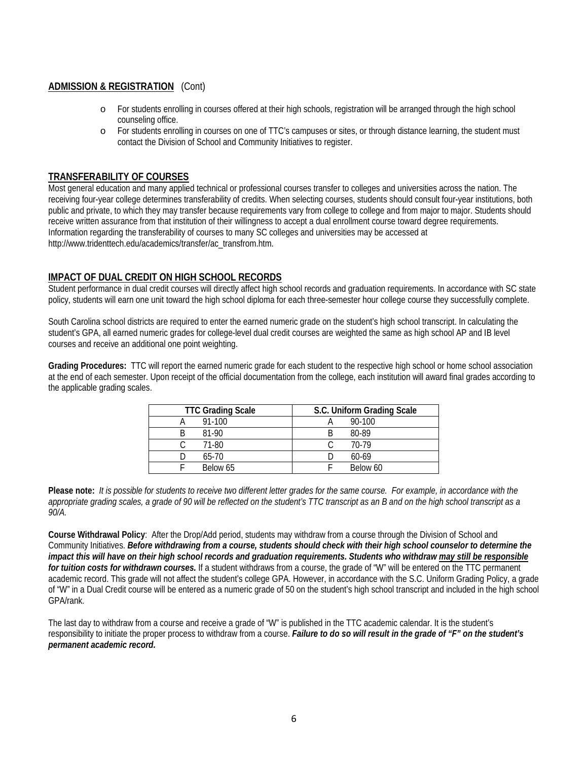## ADMISSION & REGISTRATION (Cont)

- For students enrolling in courses offered at their high schools, registration will be arranged through the high school counseling office.
- For students enrolling in courses on one of TTC's campuses or sites, or through distance learning, the student must contact the Division of School and Community Initiatives to register.

## TRANSFERABILITY OF COURSES

Most general education and many applied technical or professional courses transfer to colleges and universities across the nation. The receiving four-year college determines transferability of credits. When selecting courses, students should consult four-year institutions, both public and private, to which they may transfer because requirements vary from college to college and from major to major. Students should receive written assurance from that institution of their willingness to accept a dual enrollment course toward degree requirements. Information regarding the transferability of courses to many SC colleges and universities may be accessed at http://www.tridenttech.edu/academics/transfer/ac_transfrom.htm.

## IMPACT OF DUAL CREDIT ON HIGH SCHOOL RECORDS

Student performance in dual credit courses will directly affect high school records and graduation requirements. In accordance with SC state policy, students will earn one unit toward the high school diploma for each three-semester hour college course they successfully complete.

South Carolina school districts are required to enter the earned numeric grade on the student's high school transcript. In calculating the student's GPA, all earned numeric grades for college-level dual credit courses are weighted the same as high school AP and IB level courses and receive an additional one point weighting.

**Grading Procedures:** TTC will report the earned numeric grade for each student to the respective high school or home school association at the end of each semester. Upon receipt of the official documentation from the college, each institution will award final grades according to the applicable grading scales.

| TTC Grading Scale | | S.C. Uniform Grading Scale | |
|---|---|---|---|
| A | 91-100 | A | 90-100 |
| B | 81-90 | B | 80-89 |
| C | 71-80 | C | 70-79 |
| D | 65-70 | D | 60-69 |
| F | Below 65 | F | Below 60 |

**Please note:** *It is possible for students to receive two different letter grades for the same course. For example, in accordance with the appropriate grading scales, a grade of 90 will be reflected on the student's TTC transcript as an B and on the high school transcript as a 90/A.*

**Course Withdrawal Policy**: After the Drop/Add period, students may withdraw from a course through the Division of School and Community Initiatives. ***Before withdrawing from a course, students should check with their high school counselor to determine the impact this will have on their high school records and graduation requirements. Students who withdraw may still be responsible for tuition costs for withdrawn courses.*** If a student withdraws from a course, the grade of "W" will be entered on the TTC permanent academic record. This grade will not affect the student's college GPA. However, in accordance with the S.C. Uniform Grading Policy, a grade of "W" in a Dual Credit course will be entered as a numeric grade of 50 on the student's high school transcript and included in the high school GPA/rank.

The last day to withdraw from a course and receive a grade of "W" is published in the TTC academic calendar. It is the student's responsibility to initiate the proper process to withdraw from a course. ***Failure to do so will result in the grade of "F" on the student's permanent academic record.***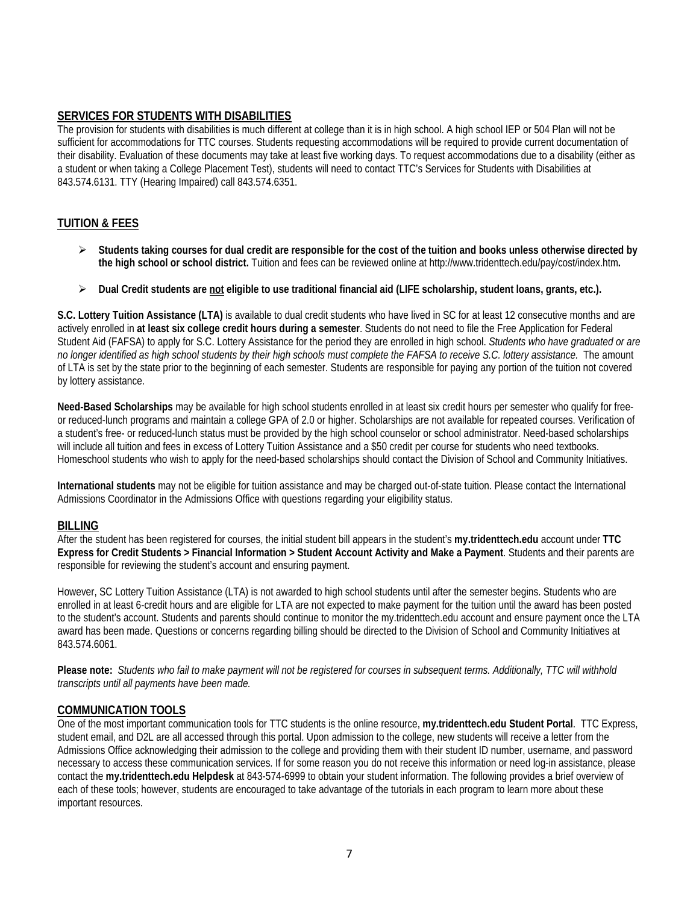## SERVICES FOR STUDENTS WITH DISABILITIES

The provision for students with disabilities is much different at college than it is in high school. A high school IEP or 504 Plan will not be sufficient for accommodations for TTC courses. Students requesting accommodations will be required to provide current documentation of their disability. Evaluation of these documents may take at least five working days. To request accommodations due to a disability (either as a student or when taking a College Placement Test), students will need to contact TTC's Services for Students with Disabilities at 843.574.6131. TTY (Hearing Impaired) call 843.574.6351.

## TUITION & FEES

- **Students taking courses for dual credit are responsible for the cost of the tuition and books unless otherwise directed by the high school or school district.** Tuition and fees can be reviewed online at http://www.tridenttech.edu/pay/cost/index.htm**.**
- **Dual Credit students are <u>not</u> eligible to use traditional financial aid (LIFE scholarship, student loans, grants, etc.).**

**S.C. Lottery Tuition Assistance (LTA)** is available to dual credit students who have lived in SC for at least 12 consecutive months and are actively enrolled in **at least six college credit hours during a semester**. Students do not need to file the Free Application for Federal Student Aid (FAFSA) to apply for S.C. Lottery Assistance for the period they are enrolled in high school. *Students who have graduated or are no longer identified as high school students by their high schools must complete the FAFSA to receive S.C. lottery assistance.* The amount of LTA is set by the state prior to the beginning of each semester. Students are responsible for paying any portion of the tuition not covered by lottery assistance.

**Need-Based Scholarships** may be available for high school students enrolled in at least six credit hours per semester who qualify for free- or reduced-lunch programs and maintain a college GPA of 2.0 or higher. Scholarships are not available for repeated courses. Verification of a student's free- or reduced-lunch status must be provided by the high school counselor or school administrator. Need-based scholarships will include all tuition and fees in excess of Lottery Tuition Assistance and a $50 credit per course for students who need textbooks. Homeschool students who wish to apply for the need-based scholarships should contact the Division of School and Community Initiatives.

**International students** may not be eligible for tuition assistance and may be charged out-of-state tuition. Please contact the International Admissions Coordinator in the Admissions Office with questions regarding your eligibility status.

## BILLING

After the student has been registered for courses, the initial student bill appears in the student's **my.tridenttech.edu** account under **TTC Express for Credit Students > Financial Information > Student Account Activity and Make a Payment**. Students and their parents are responsible for reviewing the student's account and ensuring payment.

However, SC Lottery Tuition Assistance (LTA) is not awarded to high school students until after the semester begins. Students who are enrolled in at least 6-credit hours and are eligible for LTA are not expected to make payment for the tuition until the award has been posted to the student's account. Students and parents should continue to monitor the my.tridenttech.edu account and ensure payment once the LTA award has been made. Questions or concerns regarding billing should be directed to the Division of School and Community Initiatives at 843.574.6061.

**Please note:** *Students who fail to make payment will not be registered for courses in subsequent terms. Additionally, TTC will withhold transcripts until all payments have been made.*

## COMMUNICATION TOOLS

One of the most important communication tools for TTC students is the online resource, **my.tridenttech.edu Student Portal**. TTC Express, student email, and D2L are all accessed through this portal. Upon admission to the college, new students will receive a letter from the Admissions Office acknowledging their admission to the college and providing them with their student ID number, username, and password necessary to access these communication services. If for some reason you do not receive this information or need log-in assistance, please contact the **my.tridenttech.edu Helpdesk** at 843-574-6999 to obtain your student information. The following provides a brief overview of each of these tools; however, students are encouraged to take advantage of the tutorials in each program to learn more about these important resources.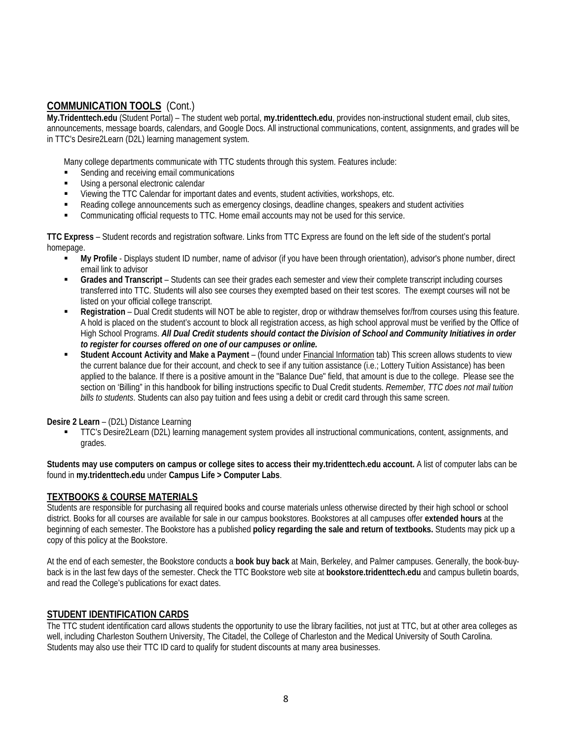## COMMUNICATION TOOLS (Cont.)

**My.Tridenttech.edu** (Student Portal) – The student web portal, **my.tridenttech.edu**, provides non-instructional student email, club sites, announcements, message boards, calendars, and Google Docs. All instructional communications, content, assignments, and grades will be in TTC's Desire2Learn (D2L) learning management system.

Many college departments communicate with TTC students through this system. Features include:

- Sending and receiving email communications
- Using a personal electronic calendar
- Viewing the TTC Calendar for important dates and events, student activities, workshops, etc.
- Reading college announcements such as emergency closings, deadline changes, speakers and student activities
- Communicating official requests to TTC. Home email accounts may not be used for this service.

**TTC Express** – Student records and registration software. Links from TTC Express are found on the left side of the student's portal homepage.

- **My Profile** - Displays student ID number, name of advisor (if you have been through orientation), advisor's phone number, direct email link to advisor
- **Grades and Transcript** – Students can see their grades each semester and view their complete transcript including courses transferred into TTC. Students will also see courses they exempted based on their test scores. The exempt courses will not be listed on your official college transcript.
- **Registration** – Dual Credit students will NOT be able to register, drop or withdraw themselves for/from courses using this feature. A hold is placed on the student's account to block all registration access, as high school approval must be verified by the Office of High School Programs. ***All Dual Credit students should contact the Division of School and Community Initiatives in order to register for courses offered on one of our campuses or online.***
- **Student Account Activity and Make a Payment** – (found under Financial Information tab) This screen allows students to view the current balance due for their account, and check to see if any tuition assistance (i.e.; Lottery Tuition Assistance) has been applied to the balance. If there is a positive amount in the "Balance Due" field, that amount is due to the college. Please see the section on 'Billing" in this handbook for billing instructions specific to Dual Credit students. *Remember, TTC does not mail tuition bills to students*. Students can also pay tuition and fees using a debit or credit card through this same screen.

**Desire 2 Learn** – (D2L) Distance Learning

- TTC's Desire2Learn (D2L) learning management system provides all instructional communications, content, assignments, and grades.

**Students may use computers on campus or college sites to access their my.tridenttech.edu account.** A list of computer labs can be found in **my.tridenttech.edu** under **Campus Life > Computer Labs**.

## TEXTBOOKS & COURSE MATERIALS

Students are responsible for purchasing all required books and course materials unless otherwise directed by their high school or school district. Books for all courses are available for sale in our campus bookstores. Bookstores at all campuses offer **extended hours** at the beginning of each semester. The Bookstore has a published **policy regarding the sale and return of textbooks.** Students may pick up a copy of this policy at the Bookstore.

At the end of each semester, the Bookstore conducts a **book buy back** at Main, Berkeley, and Palmer campuses. Generally, the book-buy-back is in the last few days of the semester. Check the TTC Bookstore web site at **bookstore.tridenttech.edu** and campus bulletin boards, and read the College's publications for exact dates.

## STUDENT IDENTIFICATION CARDS

The TTC student identification card allows students the opportunity to use the library facilities, not just at TTC, but at other area colleges as well, including Charleston Southern University, The Citadel, the College of Charleston and the Medical University of South Carolina. Students may also use their TTC ID card to qualify for student discounts at many area businesses.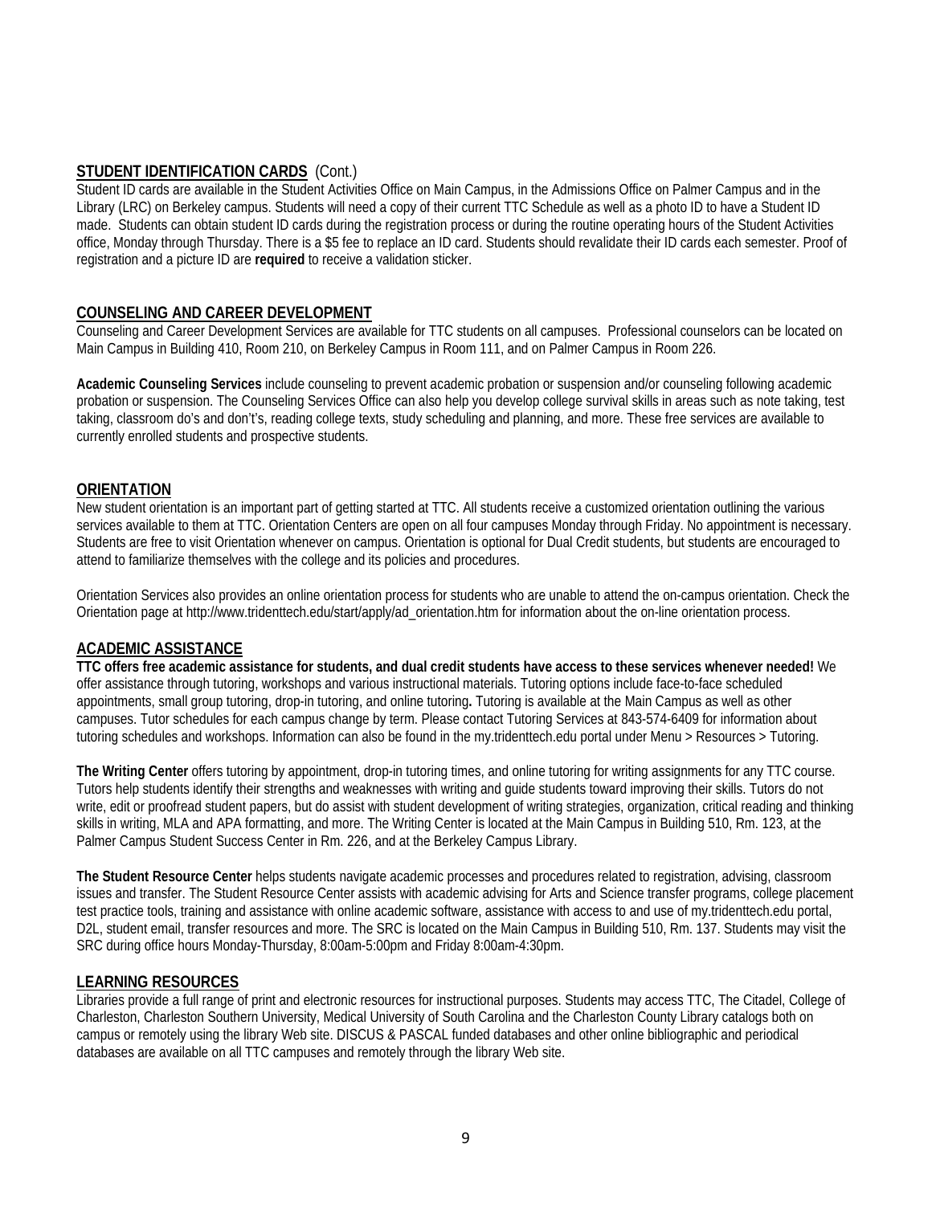## STUDENT IDENTIFICATION CARDS (Cont.)

Student ID cards are available in the Student Activities Office on Main Campus, in the Admissions Office on Palmer Campus and in the Library (LRC) on Berkeley campus. Students will need a copy of their current TTC Schedule as well as a photo ID to have a Student ID made. Students can obtain student ID cards during the registration process or during the routine operating hours of the Student Activities office, Monday through Thursday. There is a $5 fee to replace an ID card. Students should revalidate their ID cards each semester. Proof of registration and a picture ID are **required** to receive a validation sticker.

## COUNSELING AND CAREER DEVELOPMENT

Counseling and Career Development Services are available for TTC students on all campuses. Professional counselors can be located on Main Campus in Building 410, Room 210, on Berkeley Campus in Room 111, and on Palmer Campus in Room 226.

**Academic Counseling Services** include counseling to prevent academic probation or suspension and/or counseling following academic probation or suspension. The Counseling Services Office can also help you develop college survival skills in areas such as note taking, test taking, classroom do's and don't's, reading college texts, study scheduling and planning, and more. These free services are available to currently enrolled students and prospective students.

## ORIENTATION

New student orientation is an important part of getting started at TTC. All students receive a customized orientation outlining the various services available to them at TTC. Orientation Centers are open on all four campuses Monday through Friday. No appointment is necessary. Students are free to visit Orientation whenever on campus. Orientation is optional for Dual Credit students, but students are encouraged to attend to familiarize themselves with the college and its policies and procedures.

Orientation Services also provides an online orientation process for students who are unable to attend the on-campus orientation. Check the Orientation page at http://www.tridenttech.edu/start/apply/ad_orientation.htm for information about the on-line orientation process.

## ACADEMIC ASSISTANCE

**TTC offers free academic assistance for students, and dual credit students have access to these services whenever needed!** We offer assistance through tutoring, workshops and various instructional materials. Tutoring options include face-to-face scheduled appointments, small group tutoring, drop-in tutoring, and online tutoring**.** Tutoring is available at the Main Campus as well as other campuses. Tutor schedules for each campus change by term. Please contact Tutoring Services at 843-574-6409 for information about tutoring schedules and workshops. Information can also be found in the my.tridenttech.edu portal under Menu > Resources > Tutoring.

**The Writing Center** offers tutoring by appointment, drop-in tutoring times, and online tutoring for writing assignments for any TTC course. Tutors help students identify their strengths and weaknesses with writing and guide students toward improving their skills. Tutors do not write, edit or proofread student papers, but do assist with student development of writing strategies, organization, critical reading and thinking skills in writing, MLA and APA formatting, and more. The Writing Center is located at the Main Campus in Building 510, Rm. 123, at the Palmer Campus Student Success Center in Rm. 226, and at the Berkeley Campus Library.

**The Student Resource Center** helps students navigate academic processes and procedures related to registration, advising, classroom issues and transfer. The Student Resource Center assists with academic advising for Arts and Science transfer programs, college placement test practice tools, training and assistance with online academic software, assistance with access to and use of my.tridenttech.edu portal, D2L, student email, transfer resources and more. The SRC is located on the Main Campus in Building 510, Rm. 137. Students may visit the SRC during office hours Monday-Thursday, 8:00am-5:00pm and Friday 8:00am-4:30pm.

## LEARNING RESOURCES

Libraries provide a full range of print and electronic resources for instructional purposes. Students may access TTC, The Citadel, College of Charleston, Charleston Southern University, Medical University of South Carolina and the Charleston County Library catalogs both on campus or remotely using the library Web site. DISCUS & PASCAL funded databases and other online bibliographic and periodical databases are available on all TTC campuses and remotely through the library Web site.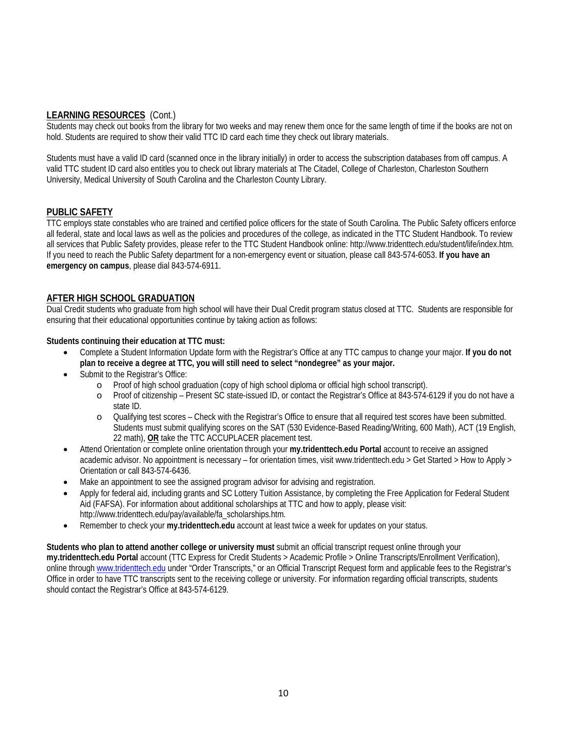## LEARNING RESOURCES (Cont.)

Students may check out books from the library for two weeks and may renew them once for the same length of time if the books are not on hold. Students are required to show their valid TTC ID card each time they check out library materials.

Students must have a valid ID card (scanned once in the library initially) in order to access the subscription databases from off campus. A valid TTC student ID card also entitles you to check out library materials at The Citadel, College of Charleston, Charleston Southern University, Medical University of South Carolina and the Charleston County Library.

## PUBLIC SAFETY

TTC employs state constables who are trained and certified police officers for the state of South Carolina. The Public Safety officers enforce all federal, state and local laws as well as the policies and procedures of the college, as indicated in the TTC Student Handbook. To review all services that Public Safety provides, please refer to the TTC Student Handbook online: http://www.tridenttech.edu/student/life/index.htm. If you need to reach the Public Safety department for a non-emergency event or situation, please call 843-574-6053. **If you have an emergency on campus**, please dial 843-574-6911.

## AFTER HIGH SCHOOL GRADUATION

Dual Credit students who graduate from high school will have their Dual Credit program status closed at TTC. Students are responsible for ensuring that their educational opportunities continue by taking action as follows:

**Students continuing their education at TTC must:**

- Complete a Student Information Update form with the Registrar's Office at any TTC campus to change your major. **If you do not plan to receive a degree at TTC, you will still need to select "nondegree" as your major.**
- Submit to the Registrar's Office:
  - Proof of high school graduation (copy of high school diploma or official high school transcript).
  - Proof of citizenship – Present SC state-issued ID, or contact the Registrar's Office at 843-574-6129 if you do not have a state ID.
  - Qualifying test scores – Check with the Registrar's Office to ensure that all required test scores have been submitted. Students must submit qualifying scores on the SAT (530 Evidence-Based Reading/Writing, 600 Math), ACT (19 English, 22 math), **OR** take the TTC ACCUPLACER placement test.
- Attend Orientation or complete online orientation through your **my.tridenttech.edu Portal** account to receive an assigned academic advisor. No appointment is necessary – for orientation times, visit www.tridenttech.edu > Get Started > How to Apply > Orientation or call 843-574-6436.
- Make an appointment to see the assigned program advisor for advising and registration.
- Apply for federal aid, including grants and SC Lottery Tuition Assistance, by completing the Free Application for Federal Student Aid (FAFSA). For information about additional scholarships at TTC and how to apply, please visit: http://www.tridenttech.edu/pay/available/fa_scholarships.htm.
- Remember to check your **my.tridenttech.edu** account at least twice a week for updates on your status.

**Students who plan to attend another college or university must** submit an official transcript request online through your **my.tridenttech.edu Portal** account (TTC Express for Credit Students > Academic Profile > Online Transcripts/Enrollment Verification), online through www.tridenttech.edu under "Order Transcripts," or an Official Transcript Request form and applicable fees to the Registrar's Office in order to have TTC transcripts sent to the receiving college or university. For information regarding official transcripts, students should contact the Registrar's Office at 843-574-6129.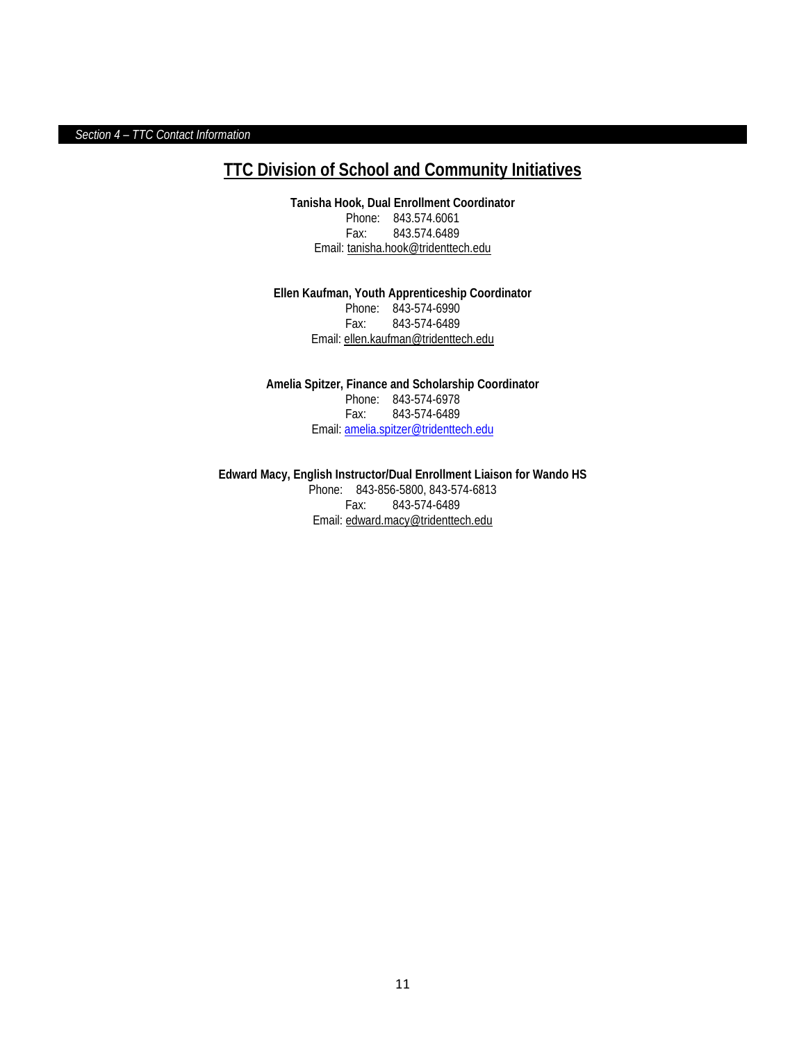*Section 4 – TTC Contact Information*

## TTC Division of School and Community Initiatives

**Tanisha Hook, Dual Enrollment Coordinator**
Phone: 843.574.6061
Fax: 843.574.6489
Email: tanisha.hook@tridenttech.edu

**Ellen Kaufman, Youth Apprenticeship Coordinator**
Phone: 843-574-6990
Fax: 843-574-6489
Email: ellen.kaufman@tridenttech.edu

**Amelia Spitzer, Finance and Scholarship Coordinator**
Phone: 843-574-6978
Fax: 843-574-6489
Email: amelia.spitzer@tridenttech.edu

**Edward Macy, English Instructor/Dual Enrollment Liaison for Wando HS**
Phone: 843-856-5800, 843-574-6813
Fax: 843-574-6489
Email: edward.macy@tridenttech.edu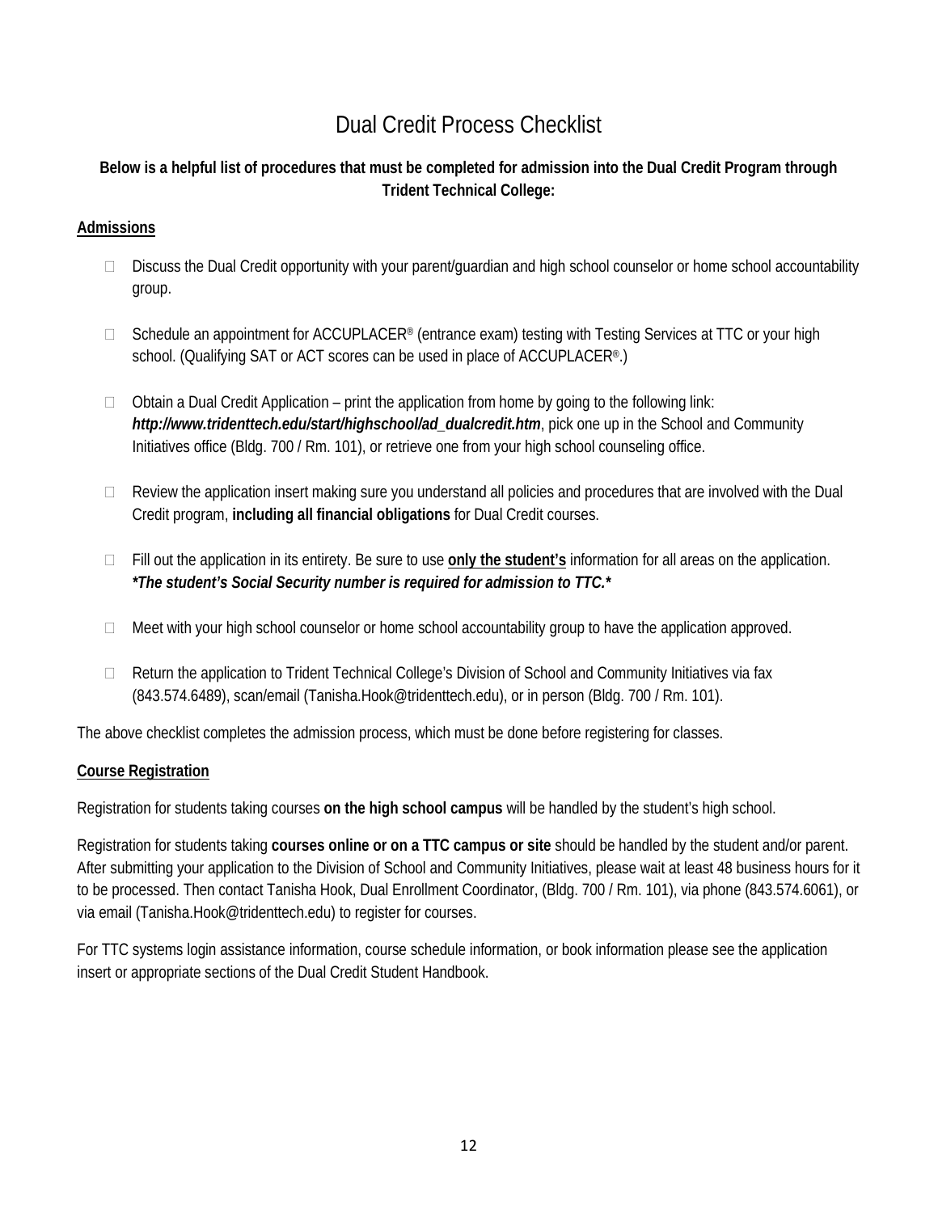# Dual Credit Process Checklist

**Below is a helpful list of procedures that must be completed for admission into the Dual Credit Program through Trident Technical College:**

**Admissions**

- Discuss the Dual Credit opportunity with your parent/guardian and high school counselor or home school accountability group.

- Schedule an appointment for ACCUPLACER® (entrance exam) testing with Testing Services at TTC or your high school. (Qualifying SAT or ACT scores can be used in place of ACCUPLACER®.)

- Obtain a Dual Credit Application – print the application from home by going to the following link: ***http://www.tridenttech.edu/start/highschool/ad_dualcredit.htm***, pick one up in the School and Community Initiatives office (Bldg. 700 / Rm. 101), or retrieve one from your high school counseling office.

- Review the application insert making sure you understand all policies and procedures that are involved with the Dual Credit program, **including all financial obligations** for Dual Credit courses.

- Fill out the application in its entirety. Be sure to use **only the student's** information for all areas on the application. ***\*The student's Social Security number is required for admission to TTC.\****

- Meet with your high school counselor or home school accountability group to have the application approved.

- Return the application to Trident Technical College's Division of School and Community Initiatives via fax (843.574.6489), scan/email (Tanisha.Hook@tridenttech.edu), or in person (Bldg. 700 / Rm. 101).

The above checklist completes the admission process, which must be done before registering for classes.

**Course Registration**

Registration for students taking courses **on the high school campus** will be handled by the student's high school.

Registration for students taking **courses online or on a TTC campus or site** should be handled by the student and/or parent. After submitting your application to the Division of School and Community Initiatives, please wait at least 48 business hours for it to be processed. Then contact Tanisha Hook, Dual Enrollment Coordinator, (Bldg. 700 / Rm. 101), via phone (843.574.6061), or via email (Tanisha.Hook@tridenttech.edu) to register for courses.

For TTC systems login assistance information, course schedule information, or book information please see the application insert or appropriate sections of the Dual Credit Student Handbook.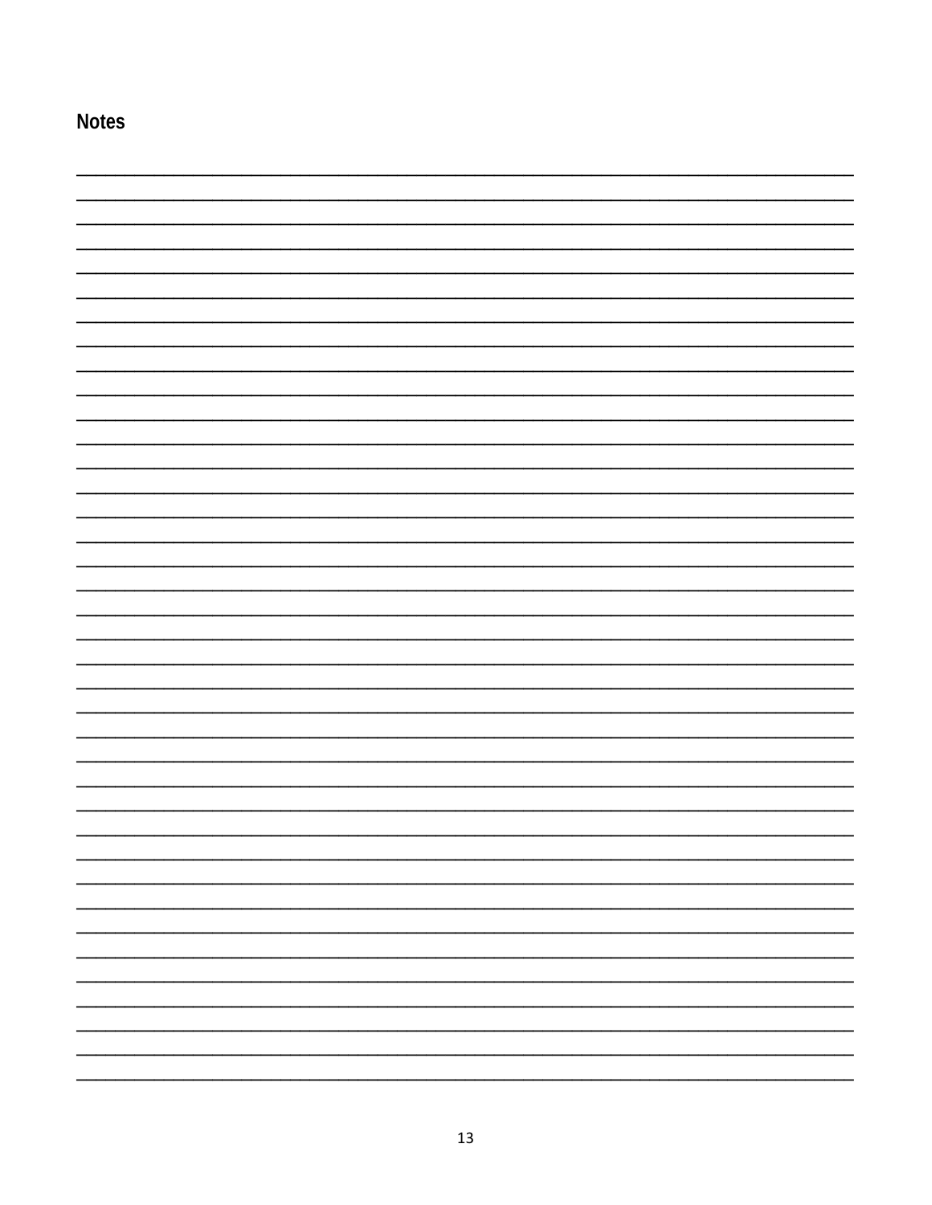**Notes**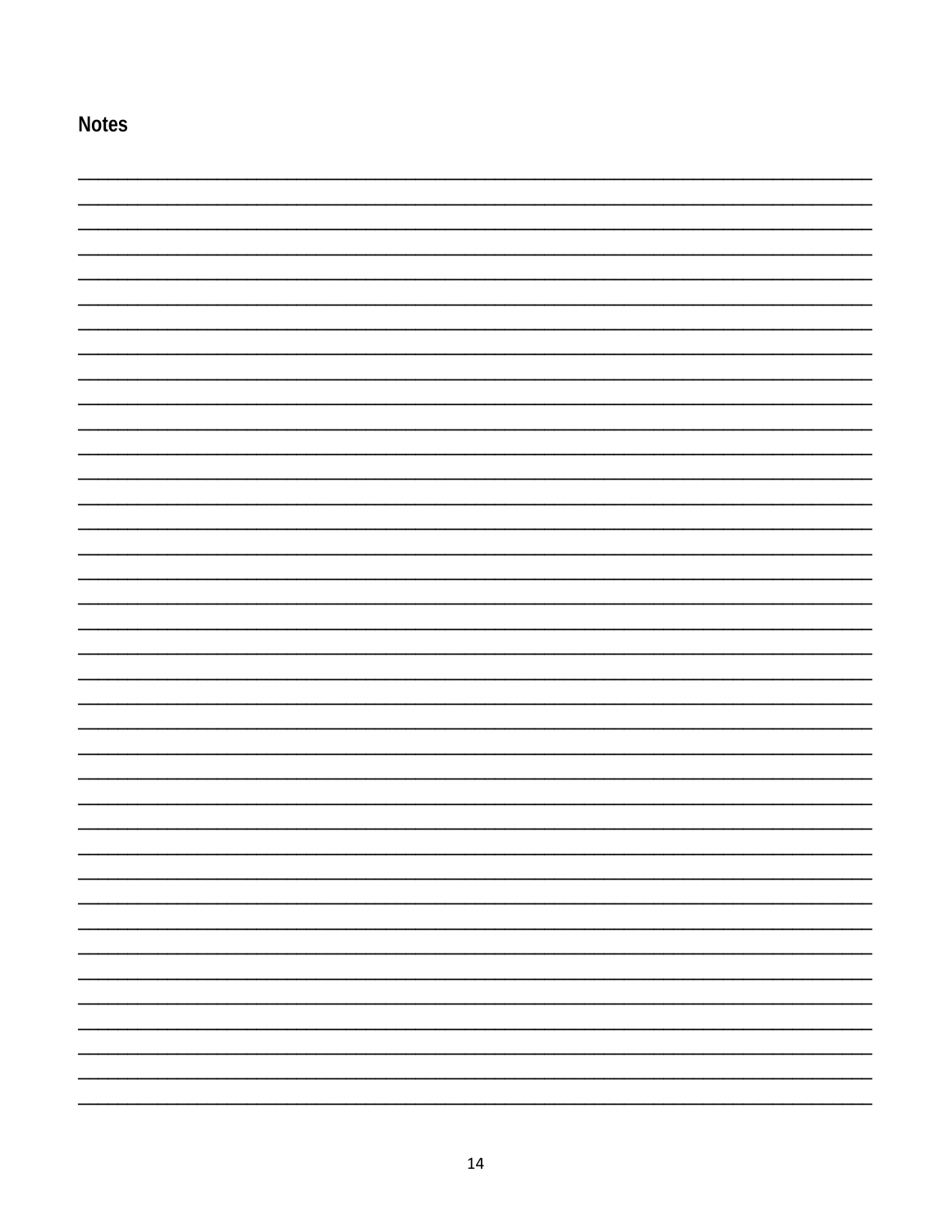**Notes**